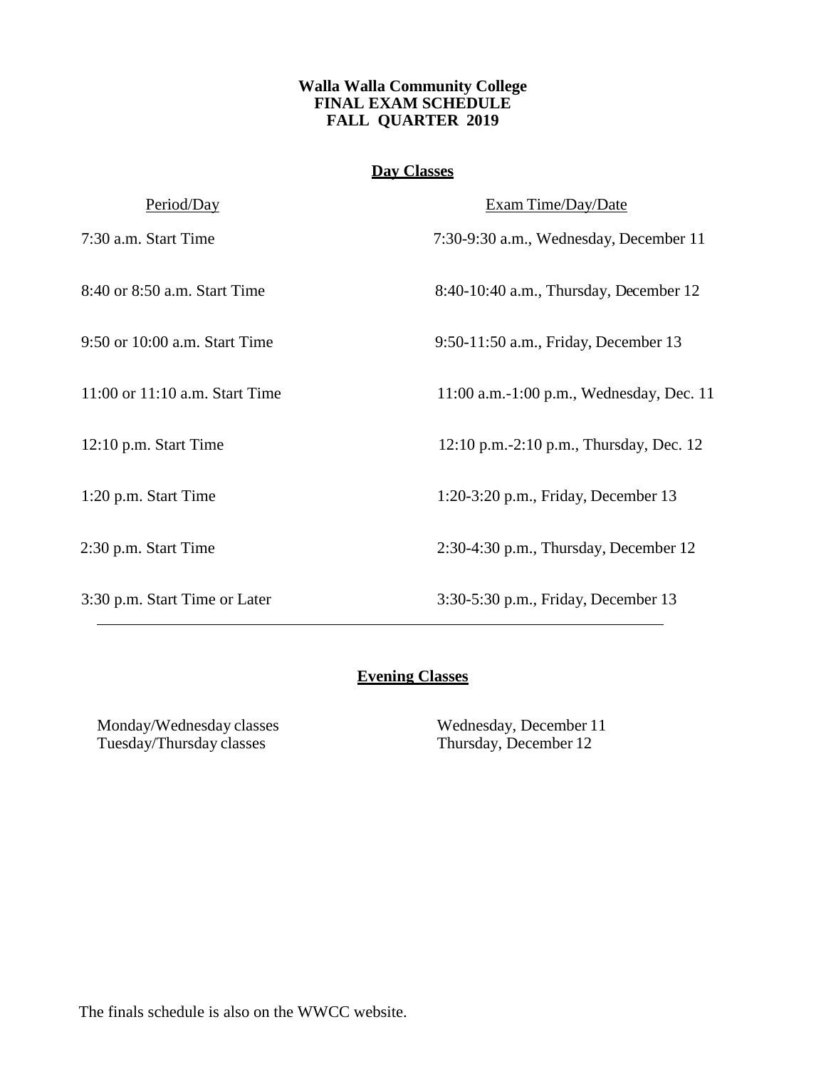**Walla Walla Community College**
**FINAL EXAM SCHEDULE**
**FALL QUARTER 2019**

## Day Classes

| Period/Day | Exam Time/Day/Date |
|---|---|
| 7:30 a.m. Start Time | 7:30-9:30 a.m., Wednesday, December 11 |
| 8:40 or 8:50 a.m. Start Time | 8:40-10:40 a.m., Thursday, December 12 |
| 9:50 or 10:00 a.m. Start Time | 9:50-11:50 a.m., Friday, December 13 |
| 11:00 or 11:10 a.m. Start Time | 11:00 a.m.-1:00 p.m., Wednesday, Dec. 11 |
| 12:10 p.m. Start Time | 12:10 p.m.-2:10 p.m., Thursday, Dec. 12 |
| 1:20 p.m. Start Time | 1:20-3:20 p.m., Friday, December 13 |
| 2:30 p.m. Start Time | 2:30-4:30 p.m., Thursday, December 12 |
| 3:30 p.m. Start Time or Later | 3:30-5:30 p.m., Friday, December 13 |

## Evening Classes

| | |
|---|---|
| Monday/Wednesday classes | Wednesday, December 11 |
| Tuesday/Thursday classes | Thursday, December 12 |

The finals schedule is also on the WWCC website.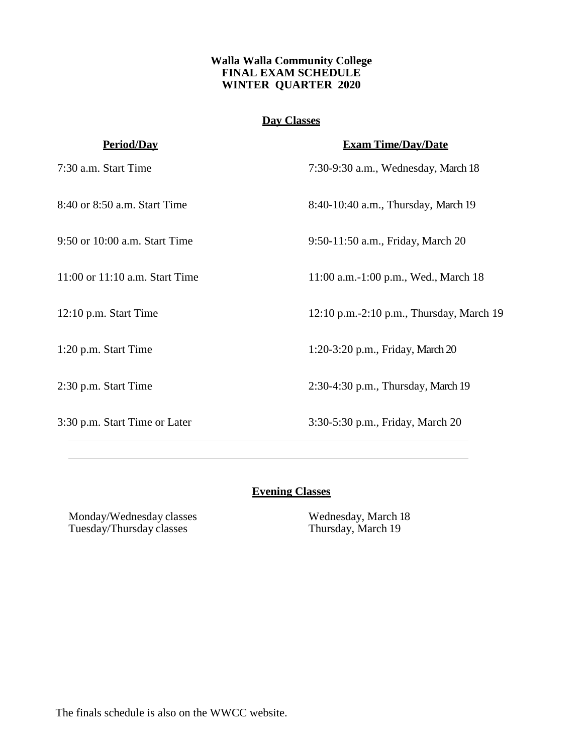# Walla Walla Community College
## FINAL EXAM SCHEDULE
## WINTER QUARTER 2020

### Day Classes

| Period/Day | Exam Time/Day/Date |
|---|---|
| 7:30 a.m. Start Time | 7:30-9:30 a.m., Wednesday, March 18 |
| 8:40 or 8:50 a.m. Start Time | 8:40-10:40 a.m., Thursday, March 19 |
| 9:50 or 10:00 a.m. Start Time | 9:50-11:50 a.m., Friday, March 20 |
| 11:00 or 11:10 a.m. Start Time | 11:00 a.m.-1:00 p.m., Wed., March 18 |
| 12:10 p.m. Start Time | 12:10 p.m.-2:10 p.m., Thursday, March 19 |
| 1:20 p.m. Start Time | 1:20-3:20 p.m., Friday, March 20 |
| 2:30 p.m. Start Time | 2:30-4:30 p.m., Thursday, March 19 |
| 3:30 p.m. Start Time or Later | 3:30-5:30 p.m., Friday, March 20 |

### Evening Classes

| | |
|---|---|
| Monday/Wednesday classes | Wednesday, March 18 |
| Tuesday/Thursday classes | Thursday, March 19 |

The finals schedule is also on the WWCC website.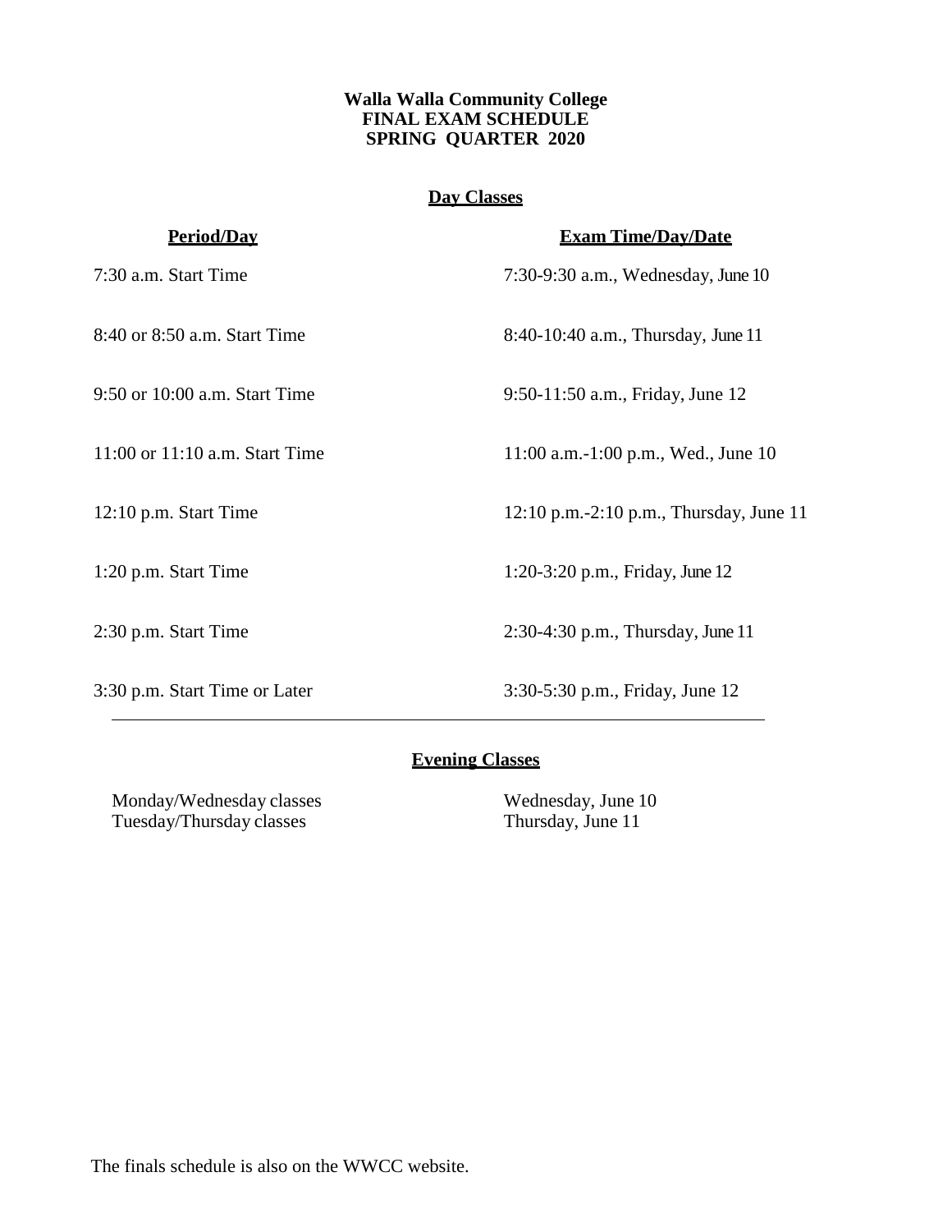**Walla Walla Community College**
**FINAL EXAM SCHEDULE**
**SPRING QUARTER 2020**

## Day Classes

| **Period/Day** | **Exam Time/Day/Date** |
|---|---|
| 7:30 a.m. Start Time | 7:30-9:30 a.m., Wednesday, June 10 |
| 8:40 or 8:50 a.m. Start Time | 8:40-10:40 a.m., Thursday, June 11 |
| 9:50 or 10:00 a.m. Start Time | 9:50-11:50 a.m., Friday, June 12 |
| 11:00 or 11:10 a.m. Start Time | 11:00 a.m.-1:00 p.m., Wed., June 10 |
| 12:10 p.m. Start Time | 12:10 p.m.-2:10 p.m., Thursday, June 11 |
| 1:20 p.m. Start Time | 1:20-3:20 p.m., Friday, June 12 |
| 2:30 p.m. Start Time | 2:30-4:30 p.m., Thursday, June 11 |
| 3:30 p.m. Start Time or Later | 3:30-5:30 p.m., Friday, June 12 |

## Evening Classes

| | |
|---|---|
| Monday/Wednesday classes | Wednesday, June 10 |
| Tuesday/Thursday classes | Thursday, June 11 |

The finals schedule is also on the WWCC website.